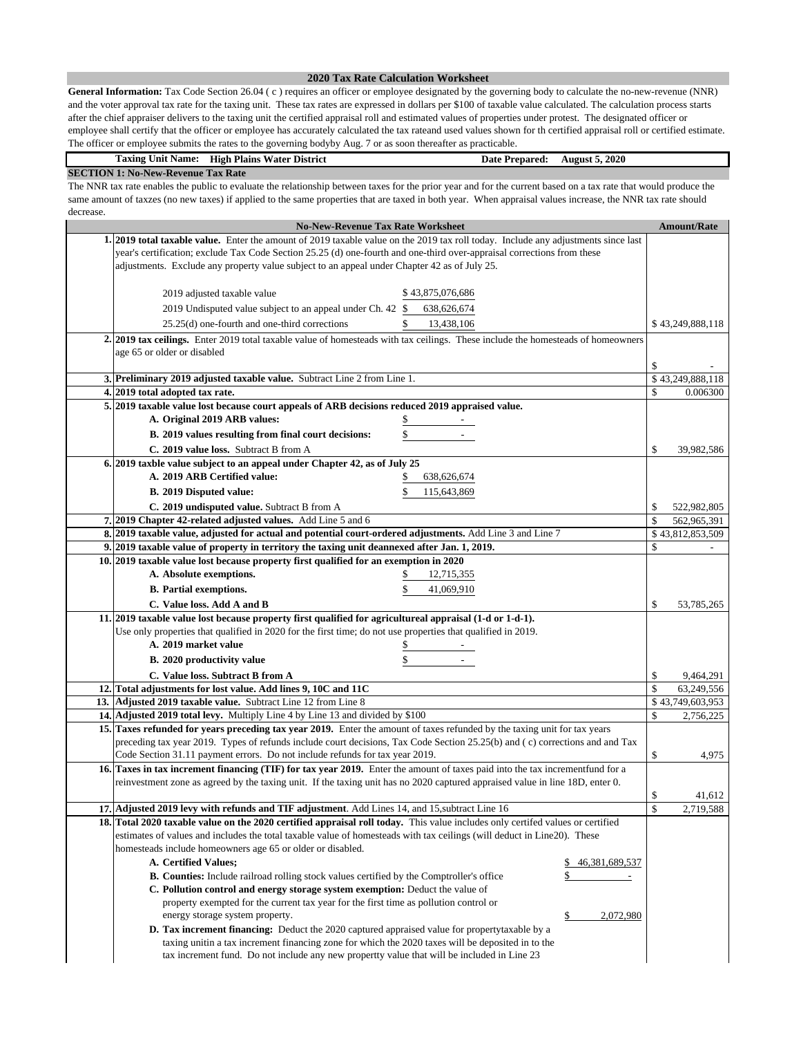## 2020 Tax Rate Calculation Worksheet

**General Information:** Tax Code Section 26.04 ( c ) requires an officer or employee designated by the governing body to calculate the no-new-revenue (NNR) and the voter approval tax rate for the taxing unit. These tax rates are expressed in dollars per $100 of taxable value calculated. The calculation process starts after the chief appraiser delivers to the taxing unit the certified appraisal roll and estimated values of properties under protest. The designated officer or employee shall certify that the officer or employee has accurately calculated the tax rateand used values shown for th certified appraisal roll or certified estimate. The officer or employee submits the rates to the governing bodyby Aug. 7 or as soon thereafter as practicable.

**Taxing Unit Name: High Plains Water District** **Date Prepared: August 5, 2020**

### SECTION 1: No-New-Revenue Tax Rate

The NNR tax rate enables the public to evaluate the relationship between taxes for the prior year and for the current based on a tax rate that would produce the same amount of taxzes (no new taxes) if applied to the same properties that are taxed in both year. When appraisal values increase, the NNR tax rate should decrease.

| | No-New-Revenue Tax Rate Worksheet | | Amount/Rate |
|---|---|---|---|
| 1. | **2019 total taxable value.** Enter the amount of 2019 taxable value on the 2019 tax roll today. Include any adjustments since last year's certification; exclude Tax Code Section 25.25 (d) one-fourth and one-third over-appraisal corrections from these adjustments. Exclude any property value subject to an appeal under Chapter 42 as of July 25. | | |
| | 2019 adjusted taxable value | $ 43,875,076,686 | |
| | 2019 Undisputed value subject to an appeal under Ch. 42 | $ 638,626,674 | |
| | 25.25(d) one-fourth and one-third corrections | $ 13,438,106 | $ 43,249,888,118 |
| 2. | **2019 tax ceilings.** Enter 2019 total taxable value of homesteads with tax ceilings. These include the homesteads of homeowners age 65 or older or disabled | | $ - |
| 3. | **Preliminary 2019 adjusted taxable value.** Subtract Line 2 from Line 1. | | $ 43,249,888,118 |
| 4. | **2019 total adopted tax rate.** | | $ 0.006300 |
| 5. | **2019 taxable value lost because court appeals of ARB decisions reduced 2019 appraised value.** | | |
| | **A. Original 2019 ARB values:** | $ - | |
| | **B. 2019 values resulting from final court decisions:** | $ - | |
| | **C. 2019 value loss.** Subtract B from A | | $ 39,982,586 |
| 6. | **2019 taxble value subject to an appeal under Chapter 42, as of July 25** | | |
| | **A. 2019 ARB Certified value:** | $ 638,626,674 | |
| | **B. 2019 Disputed value:** | $ 115,643,869 | |
| | **C. 2019 undisputed value.** Subtract B from A | | $ 522,982,805 |
| 7. | **2019 Chapter 42-related adjusted values.** Add Line 5 and 6 | | $ 562,965,391 |
| 8. | **2019 taxable value, adjusted for actual and potential court-ordered adjustments.** Add Line 3 and Line 7 | | $ 43,812,853,509 |
| 9. | **2019 taxable value of property in territory the taxing unit deannexed after Jan. 1, 2019.** | | $ - |
| 10. | **2019 taxable value lost because property first qualified for an exemption in 2020** | | |
| | **A. Absolute exemptions.** | $ 12,715,355 | |
| | **B. Partial exemptions.** | $ 41,069,910 | |
| | **C. Value loss. Add A and B** | | $ 53,785,265 |
| 11. | **2019 taxable value lost because property first qualified for agricultureal appraisal (1-d or 1-d-1).** Use only properties that qualified in 2020 for the first time; do not use properties that qualified in 2019. | | |
| | **A. 2019 market value** | $ - | |
| | **B. 2020 productivity value** | $ - | |
| | **C. Value loss. Subtract B from A** | | $ 9,464,291 |
| 12. | **Total adjustments for lost value. Add lines 9, 10C and 11C** | | $ 63,249,556 |
| 13. | **Adjusted 2019 taxable value.** Subtract Line 12 from Line 8 | | $ 43,749,603,953 |
| 14. | **Adjusted 2019 total levy.** Multiply Line 4 by Line 13 and divided by $100 | | $ 2,756,225 |
| 15. | **Taxes refunded for years preceding tax year 2019.** Enter the amount of taxes refunded by the taxing unit for tax years preceding tax year 2019. Types of refunds include court decisions, Tax Code Section 25.25(b) and ( c) corrections and and Tax Code Section 31.11 payment errors. Do not include refunds for tax year 2019. | | $ 4,975 |
| 16. | **Taxes in tax increment financing (TIF) for tax year 2019.** Enter the amount of taxes paid into the tax incrementfund for a reinvestment zone as agreed by the taxing unit. If the taxing unit has no 2020 captured appraised value in line 18D, enter 0. | | $ 41,612 |
| 17. | **Adjusted 2019 levy with refunds and TIF adjustment**. Add Lines 14, and 15,subtract Line 16 | | $ 2,719,588 |
| 18. | **Total 2020 taxable value on the 2020 certified appraisal roll today.** This value includes only certifed values or certified estimates of values and includes the total taxable value of homesteads with tax ceilings (will deduct in Line20). These homesteads include homeowners age 65 or older or disabled. | | |
| | **A. Certified Values;** | $ 46,381,689,537 | |
| | **B. Counties:** Include railroad rolling stock values certified by the Comptroller's office | $ - | |
| | **C. Pollution control and energy storage system exemption:** Deduct the value of property exempted for the current tax year for the first time as pollution control or energy storage system property. | $ 2,072,980 | |
| | **D. Tax increment financing:** Deduct the 2020 captured appraised value for propertytaxable by a taxing unitin a tax increment financing zone for which the 2020 taxes will be deposited in to the tax increment fund. Do not include any new propertty value that will be included in Line 23 | | |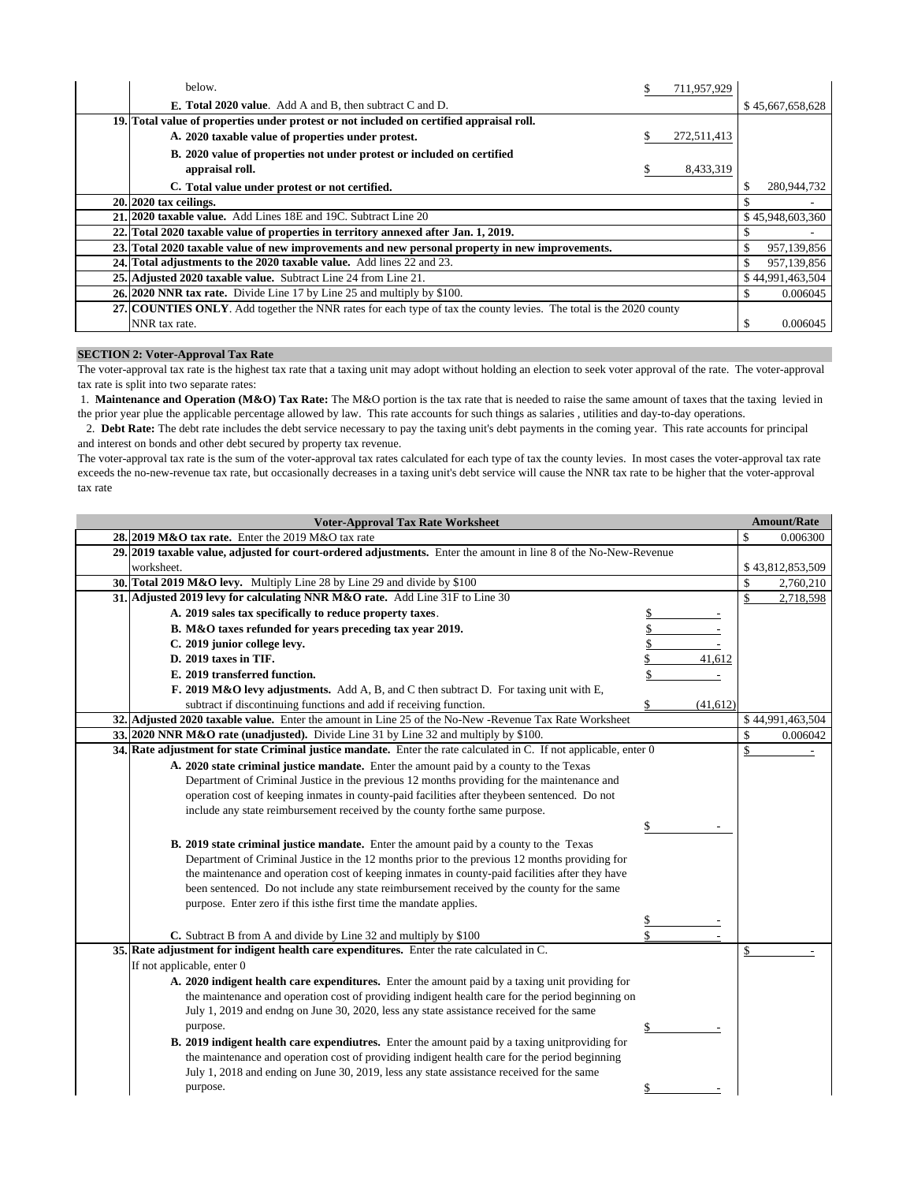| | | | |
|---|---|---|---|
| | below. | $ 711,957,929 | |
| | **E. Total 2020 value**. Add A and B, then subtract C and D. | | $ 45,667,658,628 |
| **19.** | **Total value of properties under protest or not included on certified appraisal roll.** | | |
| | **A. 2020 taxable value of properties under protest.** | $ 272,511,413 | |
| | **B. 2020 value of properties not under protest or included on certified appraisal roll.** | $ 8,433,319 | |
| | **C. Total value under protest or not certified.** | | $ 280,944,732 |
| **20.** | **2020 tax ceilings.** | | $ - |
| **21.** | **2020 taxable value.** Add Lines 18E and 19C. Subtract Line 20 | | $ 45,948,603,360 |
| **22.** | **Total 2020 taxable value of properties in territory annexed after Jan. 1, 2019.** | | $ - |
| **23.** | **Total 2020 taxable value of new improvements and new personal property in new improvements.** | | $ 957,139,856 |
| **24.** | **Total adjustments to the 2020 taxable value.** Add lines 22 and 23. | | $ 957,139,856 |
| **25.** | **Adjusted 2020 taxable value.** Subtract Line 24 from Line 21. | | $ 44,991,463,504 |
| **26.** | **2020 NNR tax rate.** Divide Line 17 by Line 25 and multiply by $100. | | $ 0.006045 |
| **27.** | **COUNTIES ONLY**. Add together the NNR rates for each type of tax the county levies. The total is the 2020 county NNR tax rate. | | $ 0.006045 |

## SECTION 2: Voter-Approval Tax Rate

The voter-approval tax rate is the highest tax rate that a taxing unit may adopt without holding an election to seek voter approval of the rate. The voter-approval tax rate is split into two separate rates:

1. **Maintenance and Operation (M&O) Tax Rate:** The M&O portion is the tax rate that is needed to raise the same amount of taxes that the taxing levied in the prior year plue the applicable percentage allowed by law. This rate accounts for such things as salaries , utilities and day-to-day operations.
2. **Debt Rate:** The debt rate includes the debt service necessary to pay the taxing unit's debt payments in the coming year. This rate accounts for principal and interest on bonds and other debt secured by property tax revenue.

The voter-approval tax rate is the sum of the voter-approval tax rates calculated for each type of tax the county levies. In most cases the voter-approval tax rate exceeds the no-new-revenue tax rate, but occasionally decreases in a taxing unit's debt service will cause the NNR tax rate to be higher that the voter-approval tax rate

| | Voter-Approval Tax Rate Worksheet | | Amount/Rate |
|---|---|---|---|
| **28.** | **2019 M&O tax rate.** Enter the 2019 M&O tax rate | | $ 0.006300 |
| **29.** | **2019 taxable value, adjusted for court-ordered adjustments.** Enter the amount in line 8 of the No-New-Revenue worksheet. | | $ 43,812,853,509 |
| **30.** | **Total 2019 M&O levy.** Multiply Line 28 by Line 29 and divide by $100 | | $ 2,760,210 |
| **31.** | **Adjusted 2019 levy for calculating NNR M&O rate.** Add Line 31F to Line 30 | | $ 2,718,598 |
| | **A. 2019 sales tax specifically to reduce property taxes**. | $ - | |
| | **B. M&O taxes refunded for years preceding tax year 2019.** | $ - | |
| | **C. 2019 junior college levy.** | $ - | |
| | **D. 2019 taxes in TIF.** | $ 41,612 | |
| | **E. 2019 transferred function.** | $ - | |
| | **F. 2019 M&O levy adjustments.** Add A, B, and C then subtract D. For taxing unit with E, subtract if discontinuing functions and add if receiving function. | $ (41,612) | |
| **32.** | **Adjusted 2020 taxable value.** Enter the amount in Line 25 of the No-New -Revenue Tax Rate Worksheet | | $ 44,991,463,504 |
| **33.** | **2020 NNR M&O rate (unadjusted).** Divide Line 31 by Line 32 and multiply by $100. | | $ 0.006042 |
| **34.** | **Rate adjustment for state Criminal justice mandate.** Enter the rate calculated in C. If not applicable, enter 0 | | $ - |
| | **A. 2020 state criminal justice mandate.** Enter the amount paid by a county to the Texas Department of Criminal Justice in the previous 12 months providing for the maintenance and operation cost of keeping inmates in county-paid facilities after theybeen sentenced. Do not include any state reimbursement received by the county forthe same purpose. | $ - | |
| | **B. 2019 state criminal justice mandate.** Enter the amount paid by a county to the Texas Department of Criminal Justice in the 12 months prior to the previous 12 months providing for the maintenance and operation cost of keeping inmates in county-paid facilities after they have been sentenced. Do not include any state reimbursement received by the county for the same purpose. Enter zero if this isthe first time the mandate applies. | $ - | |
| | **C.** Subtract B from A and divide by Line 32 and multiply by $100 | $ - | |
| **35.** | **Rate adjustment for indigent health care expenditures.** Enter the rate calculated in C. If not applicable, enter 0 | | $ - |
| | **A. 2020 indigent health care expenditures.** Enter the amount paid by a taxing unit providing for the maintenance and operation cost of providing indigent health care for the period beginning on July 1, 2019 and endng on June 30, 2020, less any state assistance received for the same purpose. | $ - | |
| | **B. 2019 indigent health care expendiutres.** Enter the amount paid by a taxing unitproviding for the maintenance and operation cost of providing indigent health care for the period beginning July 1, 2018 and ending on June 30, 2019, less any state assistance received for the same purpose. | $ - | |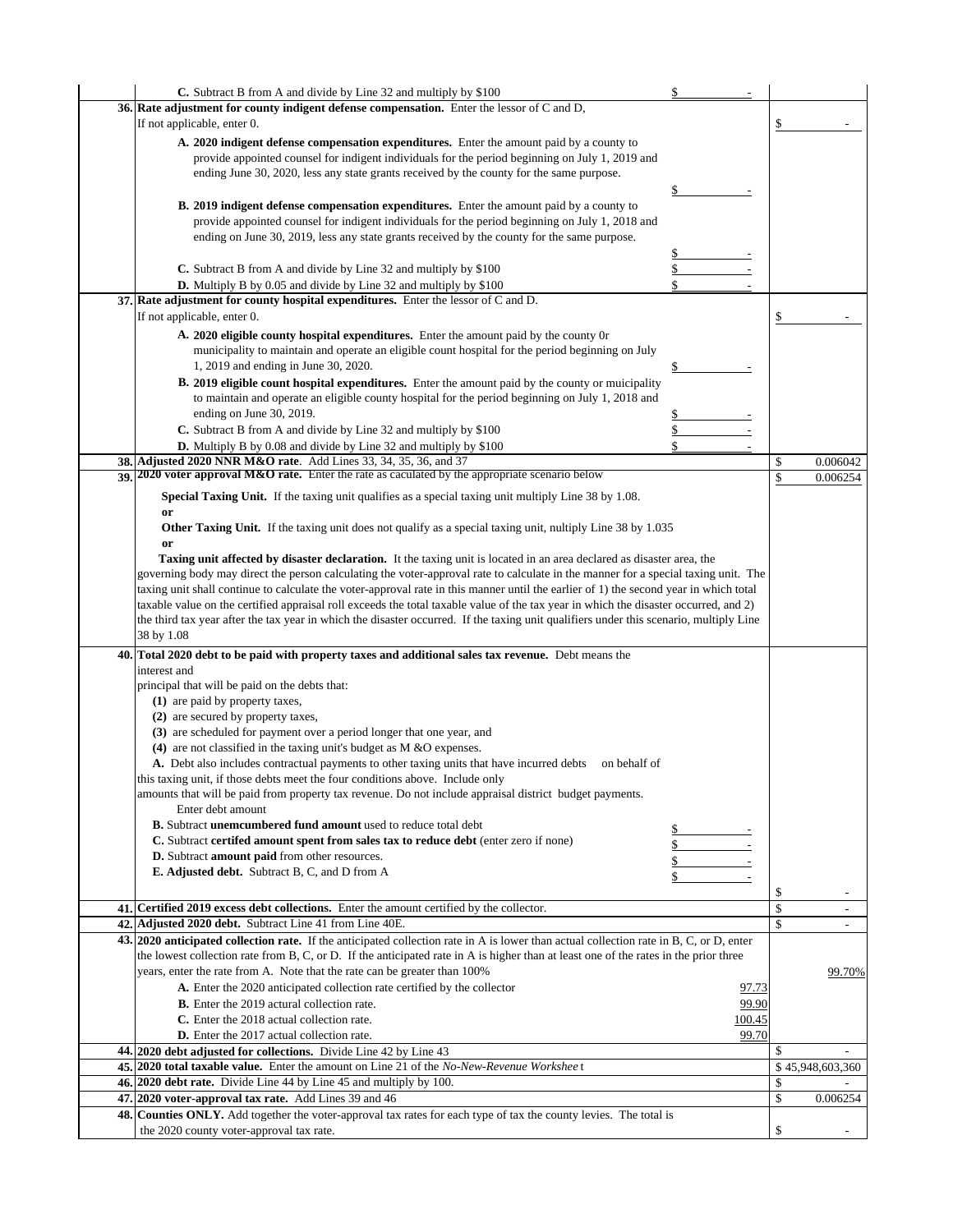| Line | Description | Sub-amount | Amount |
|---|---|---|---|
| | **C.** Subtract B from A and divide by Line 32 and multiply by $100 | $ - | |
| **36.** | **Rate adjustment for county indigent defense compensation.** Enter the lessor of C and D, If not applicable, enter 0. | | $ - |
| | **A. 2020 indigent defense compensation expenditures.** Enter the amount paid by a county to provide appointed counsel for indigent individuals for the period beginning on July 1, 2019 and ending June 30, 2020, less any state grants received by the county for the same purpose. | $ - | |
| | **B. 2019 indigent defense compensation expenditures.** Enter the amount paid by a county to provide appointed counsel for indigent individuals for the period beginning on July 1, 2018 and ending on June 30, 2019, less any state grants received by the county for the same purpose. | $ - | |
| | **C.** Subtract B from A and divide by Line 32 and multiply by $100 | $ - | |
| | **D.** Multiply B by 0.05 and divide by Line 32 and multiply by $100 | $ - | |
| **37.** | **Rate adjustment for county hospital expenditures.** Enter the lessor of C and D. If not applicable, enter 0. | | $ - |
| | **A. 2020 eligible county hospital expenditures.** Enter the amount paid by the county 0r municipality to maintain and operate an eligible count hospital for the period beginning on July 1, 2019 and ending in June 30, 2020. | $ - | |
| | **B. 2019 eligible count hospital expenditures.** Enter the amount paid by the county or muicipality to maintain and operate an eligible county hospital for the period beginning on July 1, 2018 and ending on June 30, 2019. | $ - | |
| | **C.** Subtract B from A and divide by Line 32 and multiply by $100 | $ - | |
| | **D.** Multiply B by 0.08 and divide by Line 32 and multiply by $100 | $ - | |
| **38.** | **Adjusted 2020 NNR M&O rate.** Add Lines 33, 34, 35, 36, and 37 | | $ 0.006042 |
| **39.** | **2020 voter approval M&O rate.** Enter the rate as caculated by the appropriate scenario below<br><br>**Special Taxing Unit.** If the taxing unit qualifies as a special taxing unit multiply Line 38 by 1.08.<br>**or**<br>**Other Taxing Unit.** If the taxing unit does not qualify as a special taxing unit, nultiply Line 38 by 1.035<br>**or**<br>**Taxing unit affected by disaster declaration.** It the taxing unit is located in an area declared as disaster area, the governing body may direct the person calculating the voter-approval rate to calculate in the manner for a special taxing unit. The taxing unit shall continue to calculate the voter-approval rate in this manner until the earlier of 1) the second year in which total taxable value on the certified appraisal roll exceeds the total taxable value of the tax year in which the disaster occurred, and 2) the third tax year after the tax year in which the disaster occurred. If the taxing unit qualifiers under this scenario, multiply Line 38 by 1.08 | | $ 0.006254 |
| **40.** | **Total 2020 debt to be paid with property taxes and additional sales tax revenue.** Debt means the interest and principal that will be paid on the debts that:<br>**(1)** are paid by property taxes,<br>**(2)** are secured by property taxes,<br>**(3)** are scheduled for payment over a period longer that one year, and<br>**(4)** are not classified in the taxing unit's budget as M &O expenses.<br>**A.** Debt also includes contractual payments to other taxing units that have incurred debts on behalf of this taxing unit, if those debts meet the four conditions above. Include only amounts that will be paid from property tax revenue. Do not include appraisal district budget payments.<br>Enter debt amount | | |
| | **B.** Subtract **unemcumbered fund amount** used to reduce total debt | $ - | |
| | **C.** Subtract **certifed amount spent from sales tax to reduce debt** (enter zero if none) | $ - | |
| | **D.** Subtract **amount paid** from other resources. | $ - | |
| | **E. Adjusted debt.** Subtract B, C, and D from A | $ - | $ - |
| **41.** | **Certified 2019 excess debt collections.** Enter the amount certified by the collector. | | $ - |
| **42.** | **Adjusted 2020 debt.** Subtract Line 41 from Line 40E. | | $ - |
| **43.** | **2020 anticipated collection rate.** If the anticipated collection rate in A is lower than actual collection rate in B, C, or D, enter the lowest collection rate from B, C, or D. If the anticipated rate in A is higher than at least one of the rates in the prior three years, enter the rate from A. Note that the rate can be greater than 100% | | 99.70% |
| | **A.** Enter the 2020 anticipated collection rate certified by the collector | 97.73 | |
| | **B.** Enter the 2019 actural collection rate. | 99.90 | |
| | **C.** Enter the 2018 actual collection rate. | 100.45 | |
| | **D.** Enter the 2017 actual collection rate. | 99.70 | |
| **44.** | **2020 debt adjusted for collections.** Divide Line 42 by Line 43 | | $ - |
| **45.** | **2020 total taxable value.** Enter the amount on Line 21 of the *No-New-Revenue Worksheet* | | $ 45,948,603,360 |
| **46.** | **2020 debt rate.** Divide Line 44 by Line 45 and multiply by 100. | | $ - |
| **47.** | **2020 voter-approval tax rate.** Add Lines 39 and 46 | | $ 0.006254 |
| **48.** | **Counties ONLY.** Add together the voter-approval tax rates for each type of tax the county levies. The total is the 2020 county voter-approval tax rate. | | $ - |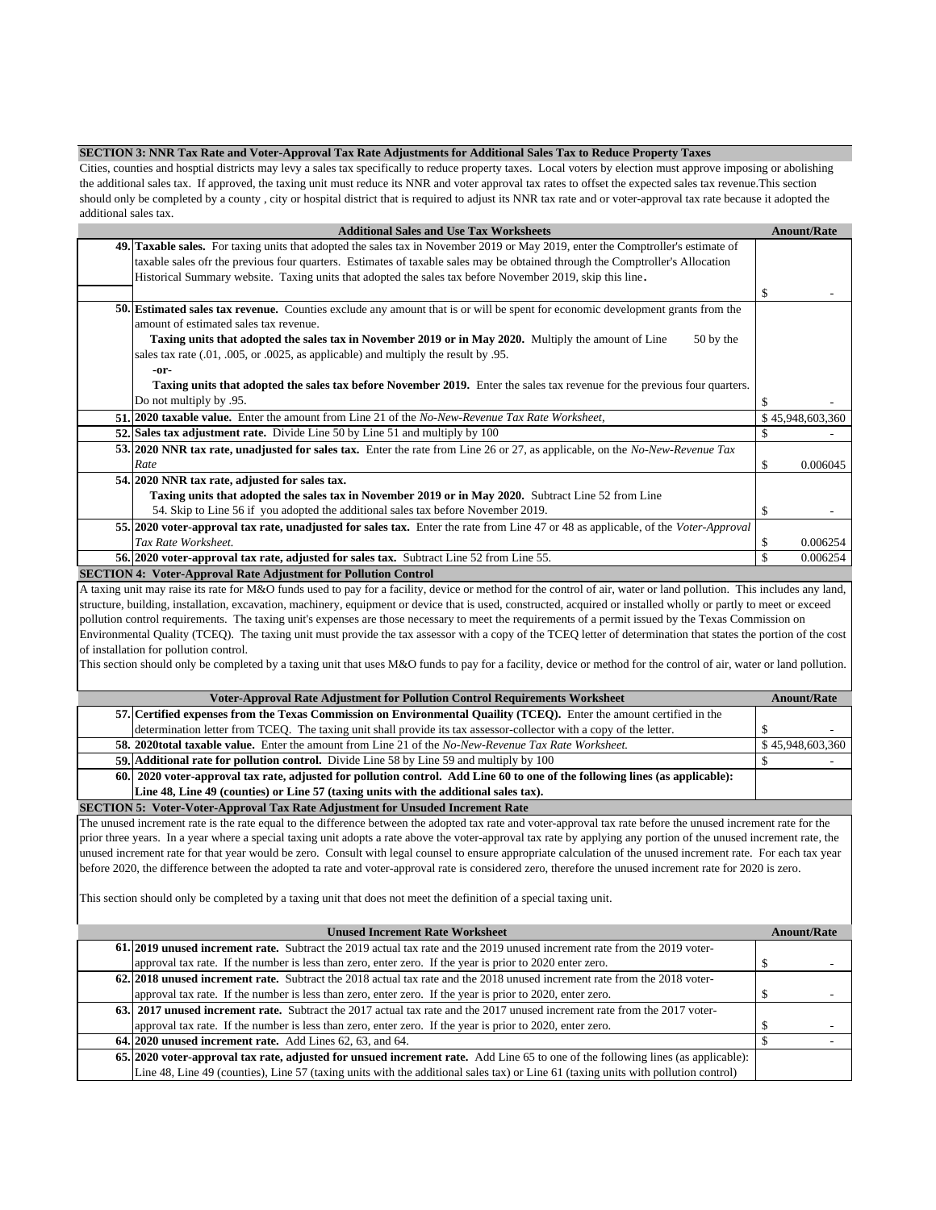**SECTION 3: NNR Tax Rate and Voter-Approval Tax Rate Adjustments for Additional Sales Tax to Reduce Property Taxes**

Cities, counties and hosptial districts may levy a sales tax specifically to reduce property taxes. Local voters by election must approve imposing or abolishing the additional sales tax. If approved, the taxing unit must reduce its NNR and voter approval tax rates to offset the expected sales tax revenue.This section should only be completed by a county , city or hospital district that is required to adjust its NNR tax rate and or voter-approval tax rate because it adopted the additional sales tax.

| | Additional Sales and Use Tax Worksheets | Anount/Rate |
|---|---|---|
| 49. | **Taxable sales.** For taxing units that adopted the sales tax in November 2019 or May 2019, enter the Comptroller's estimate of taxable sales ofr the previous four quarters. Estimates of taxable sales may be obtained through the Comptroller's Allocation Historical Summary website. Taxing units that adopted the sales tax before November 2019, skip this line. | $ - |
| 50. | **Estimated sales tax revenue.** Counties exclude any amount that is or will be spent for economic development grants from the amount of estimated sales tax revenue.<br>**Taxing units that adopted the sales tax in November 2019 or in May 2020.** Multiply the amount of Line 50 by the sales tax rate (.01, .005, or .0025, as applicable) and multiply the result by .95.<br>**-or-**<br>**Taxing units that adopted the sales tax before November 2019.** Enter the sales tax revenue for the previous four quarters. Do not multiply by .95. | $ - |
| 51. | **2020 taxable value.** Enter the amount from Line 21 of the *No-New-Revenue Tax Rate Worksheet,* | $ 45,948,603,360 |
| 52. | **Sales tax adjustment rate.** Divide Line 50 by Line 51 and multiply by 100 | $ - |
| 53. | **2020 NNR tax rate, unadjusted for sales tax.** Enter the rate from Line 26 or 27, as applicable, on the *No-New-Revenue Tax Rate* | $ 0.006045 |
| 54. | **2020 NNR tax rate, adjusted for sales tax.**<br>**Taxing units that adopted the sales tax in November 2019 or in May 2020.** Subtract Line 52 from Line 54. Skip to Line 56 if you adopted the additional sales tax before November 2019. | $ - |
| 55. | **2020 voter-approval tax rate, unadjusted for sales tax.** Enter the rate from Line 47 or 48 as applicable, of the *Voter-Approval Tax Rate Worksheet.* | $ 0.006254 |
| 56. | **2020 voter-approval tax rate, adjusted for sales tax.** Subtract Line 52 from Line 55. | $ 0.006254 |

**SECTION 4: Voter-Approval Rate Adjustment for Pollution Control**

A taxing unit may raise its rate for M&O funds used to pay for a facility, device or method for the control of air, water or land pollution. This includes any land, structure, building, installation, excavation, machinery, equipment or device that is used, constructed, acquired or installed wholly or partly to meet or exceed pollution control requirements. The taxing unit's expenses are those necessary to meet the requirements of a permit issued by the Texas Commission on Environmental Quality (TCEQ). The taxing unit must provide the tax assessor with a copy of the TCEQ letter of determination that states the portion of the cost of installation for pollution control.

This section should only be completed by a taxing unit that uses M&O funds to pay for a facility, device or method for the control of air, water or land pollution.

| | Voter-Approval Rate Adjustment for Pollution Control Requirements Worksheet | Anount/Rate |
|---|---|---|
| 57. | **Certified expenses from the Texas Commission on Environmental Quaility (TCEQ).** Enter the amount certified in the determination letter from TCEQ. The taxing unit shall provide its tax assessor-collector with a copy of the letter. | $ - |
| 58. | **2020total taxable value.** Enter the amount from Line 21 of the *No-New-Revenue Tax Rate Worksheet.* | $ 45,948,603,360 |
| 59. | **Additional rate for pollution control.** Divide Line 58 by Line 59 and multiply by 100 | $ - |
| 60. | **2020 voter-approval tax rate, adjusted for pollution control. Add Line 60 to one of the following lines (as applicable): Line 48, Line 49 (counties) or Line 57 (taxing units with the additional sales tax).** | |

**SECTION 5: Voter-Voter-Approval Tax Rate Adjustment for Unsuded Increment Rate**

The unused increment rate is the rate equal to the difference between the adopted tax rate and voter-approval tax rate before the unused increment rate for the prior three years. In a year where a special taxing unit adopts a rate above the voter-approval tax rate by applying any portion of the unused increment rate, the unused increment rate for that year would be zero. Consult with legal counsel to ensure appropriate calculation of the unused increment rate. For each tax year before 2020, the difference between the adopted ta rate and voter-approval rate is considered zero, therefore the unused increment rate for 2020 is zero.

This section should only be completed by a taxing unit that does not meet the definition of a special taxing unit.

| | Unused Increment Rate Worksheet | Anount/Rate |
|---|---|---|
| 61. | **2019 unused increment rate.** Subtract the 2019 actual tax rate and the 2019 unused increment rate from the 2019 voter-approval tax rate. If the number is less than zero, enter zero. If the year is prior to 2020 enter zero. | $ - |
| 62. | **2018 unused increment rate.** Subtract the 2018 actual tax rate and the 2018 unused increment rate from the 2018 voter-approval tax rate. If the number is less than zero, enter zero. If the year is prior to 2020, enter zero. | $ - |
| 63. | **2017 unused increment rate.** Subtract the 2017 actual tax rate and the 2017 unused increment rate from the 2017 voter-approval tax rate. If the number is less than zero, enter zero. If the year is prior to 2020, enter zero. | $ - |
| 64. | **2020 unused increment rate.** Add Lines 62, 63, and 64. | $ - |
| 65. | **2020 voter-approval tax rate, adjusted for unsued increment rate.** Add Line 65 to one of the following lines (as applicable): Line 48, Line 49 (counties), Line 57 (taxing units with the additional sales tax) or Line 61 (taxing units with pollution control) | |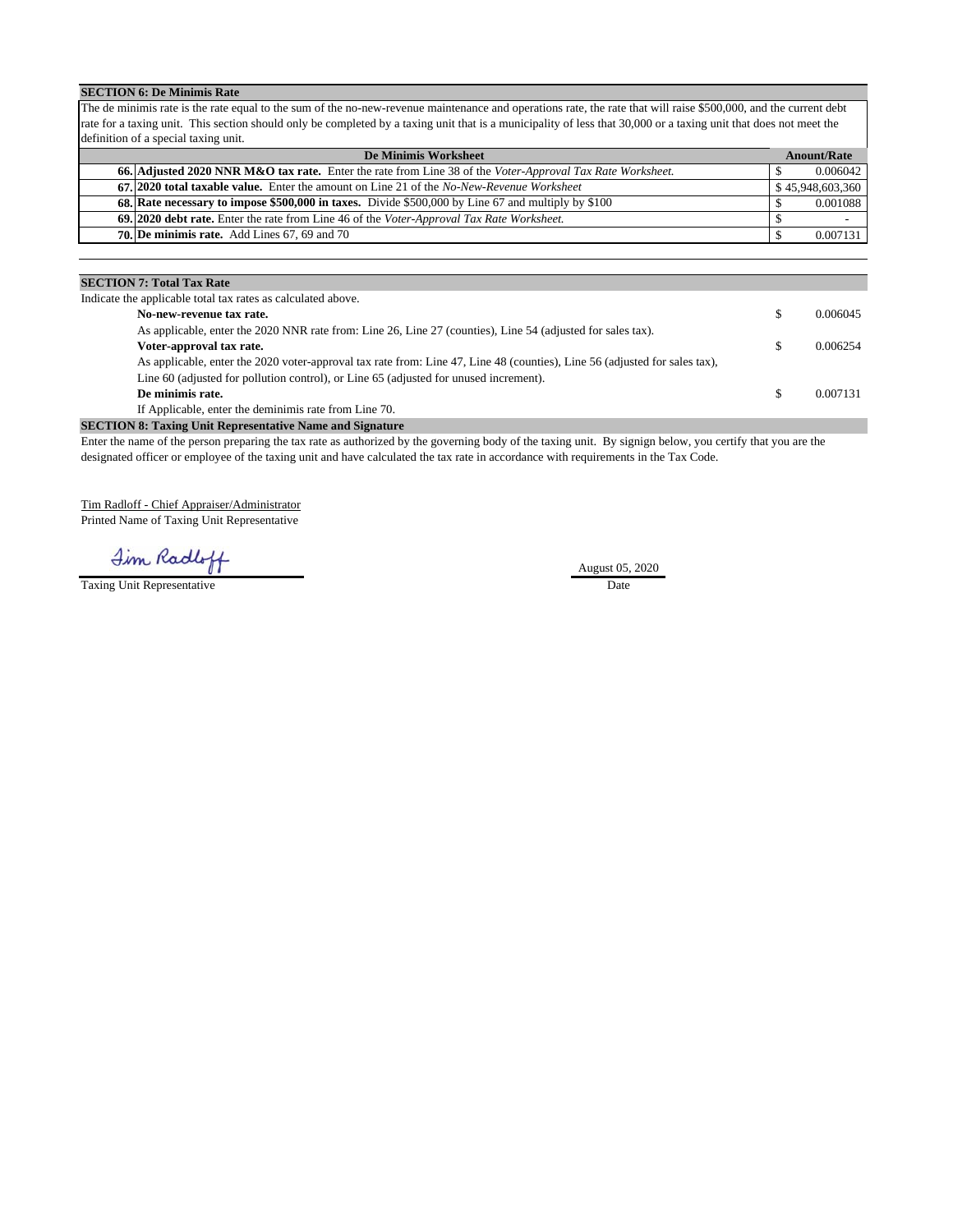## SECTION 6: De Minimis Rate

The de minimis rate is the rate equal to the sum of the no-new-revenue maintenance and operations rate, the rate that will raise $500,000, and the current debt rate for a taxing unit. This section should only be completed by a taxing unit that is a municipality of less that 30,000 or a taxing unit that does not meet the definition of a special taxing unit.

| | De Minimis Worksheet | Anount/Rate |
|---|---|---|
| 66. | **Adjusted 2020 NNR M&O tax rate.** Enter the rate from Line 38 of the *Voter-Approval Tax Rate Worksheet.* | $ 0.006042 |
| 67. | **2020 total taxable value.** Enter the amount on Line 21 of the *No-New-Revenue Worksheet* | $ 45,948,603,360 |
| 68. | **Rate necessary to impose $500,000 in taxes.** Divide $500,000 by Line 67 and multiply by $100 | $ 0.001088 |
| 69. | **2020 debt rate.** Enter the rate from Line 46 of the *Voter-Approval Tax Rate Worksheet.* | $ - |
| 70. | **De minimis rate.** Add Lines 67, 69 and 70 | $ 0.007131 |

## SECTION 7: Total Tax Rate

Indicate the applicable total tax rates as calculated above.

**No-new-revenue tax rate.** $ 0.006045

As applicable, enter the 2020 NNR rate from: Line 26, Line 27 (counties), Line 54 (adjusted for sales tax).

**Voter-approval tax rate.** $ 0.006254

As applicable, enter the 2020 voter-approval tax rate from: Line 47, Line 48 (counties), Line 56 (adjusted for sales tax), Line 60 (adjusted for pollution control), or Line 65 (adjusted for unused increment).

**De minimis rate.** $ 0.007131

If Applicable, enter the deminimis rate from Line 70.

## SECTION 8: Taxing Unit Representative Name and Signature

Enter the name of the person preparing the tax rate as authorized by the governing body of the taxing unit. By signign below, you certify that you are the designated officer or employee of the taxing unit and have calculated the tax rate in accordance with requirements in the Tax Code.

Tim Radloff - Chief Appraiser/Administrator

Printed Name of Taxing Unit Representative

Tim Radloff

Taxing Unit Representative

August 05, 2020

Date